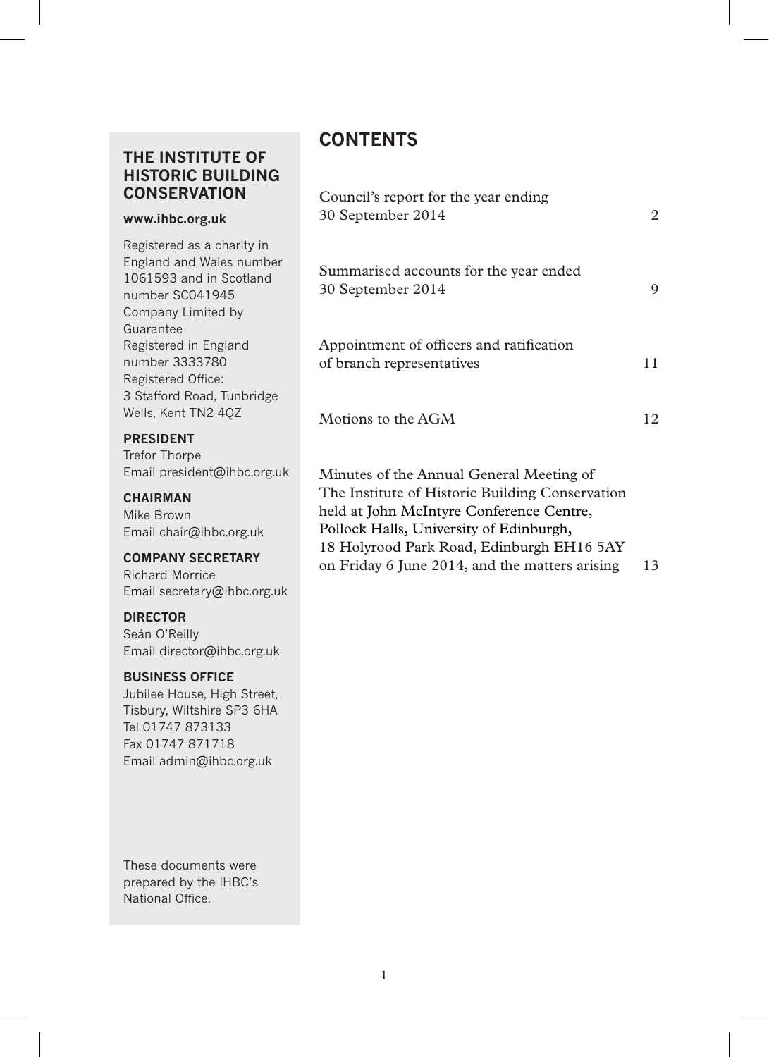## THE INSTITUTE OF HISTORIC BUILDING CONSERVATION

**www.ihbc.org.uk**

Registered as a charity in England and Wales number 1061593 and in Scotland number SC041945
Company Limited by Guarantee
Registered in England number 3333780
Registered Office:
3 Stafford Road, Tunbridge Wells, Kent TN2 4QZ

**PRESIDENT**
Trefor Thorpe
Email president@ihbc.org.uk

**CHAIRMAN**
Mike Brown
Email chair@ihbc.org.uk

**COMPANY SECRETARY**
Richard Morrice
Email secretary@ihbc.org.uk

**DIRECTOR**
Seán O'Reilly
Email director@ihbc.org.uk

**BUSINESS OFFICE**
Jubilee House, High Street, Tisbury, Wiltshire SP3 6HA
Tel 01747 873133
Fax 01747 871718
Email admin@ihbc.org.uk

These documents were prepared by the IHBC's National Office.

# CONTENTS

| | |
|---|---|
| Council's report for the year ending 30 September 2014 | 2 |
| Summarised accounts for the year ended 30 September 2014 | 9 |
| Appointment of officers and ratification of branch representatives | 11 |
| Motions to the AGM | 12 |
| Minutes of the Annual General Meeting of The Institute of Historic Building Conservation held at John McIntyre Conference Centre, Pollock Halls, University of Edinburgh, 18 Holyrood Park Road, Edinburgh EH16 5AY on Friday 6 June 2014, and the matters arising | 13 |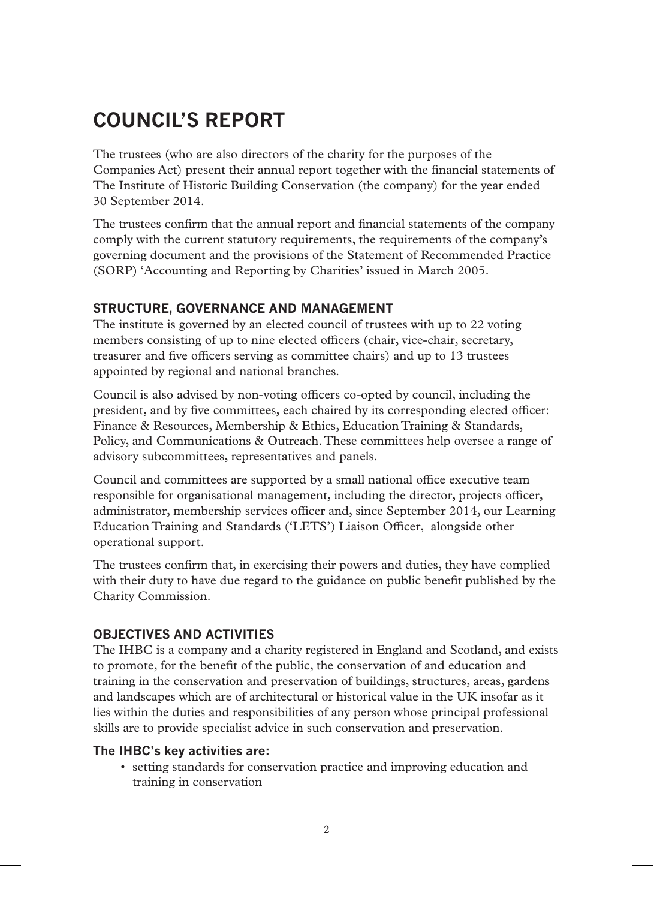# COUNCIL'S REPORT

The trustees (who are also directors of the charity for the purposes of the Companies Act) present their annual report together with the financial statements of The Institute of Historic Building Conservation (the company) for the year ended 30 September 2014.

The trustees confirm that the annual report and financial statements of the company comply with the current statutory requirements, the requirements of the company's governing document and the provisions of the Statement of Recommended Practice (SORP) 'Accounting and Reporting by Charities' issued in March 2005.

## STRUCTURE, GOVERNANCE AND MANAGEMENT

The institute is governed by an elected council of trustees with up to 22 voting members consisting of up to nine elected officers (chair, vice-chair, secretary, treasurer and five officers serving as committee chairs) and up to 13 trustees appointed by regional and national branches.

Council is also advised by non-voting officers co-opted by council, including the president, and by five committees, each chaired by its corresponding elected officer: Finance & Resources, Membership & Ethics, Education Training & Standards, Policy, and Communications & Outreach. These committees help oversee a range of advisory subcommittees, representatives and panels.

Council and committees are supported by a small national office executive team responsible for organisational management, including the director, projects officer, administrator, membership services officer and, since September 2014, our Learning Education Training and Standards ('LETS') Liaison Officer, alongside other operational support.

The trustees confirm that, in exercising their powers and duties, they have complied with their duty to have due regard to the guidance on public benefit published by the Charity Commission.

## OBJECTIVES AND ACTIVITIES

The IHBC is a company and a charity registered in England and Scotland, and exists to promote, for the benefit of the public, the conservation of and education and training in the conservation and preservation of buildings, structures, areas, gardens and landscapes which are of architectural or historical value in the UK insofar as it lies within the duties and responsibilities of any person whose principal professional skills are to provide specialist advice in such conservation and preservation.

### The IHBC's key activities are:

- setting standards for conservation practice and improving education and training in conservation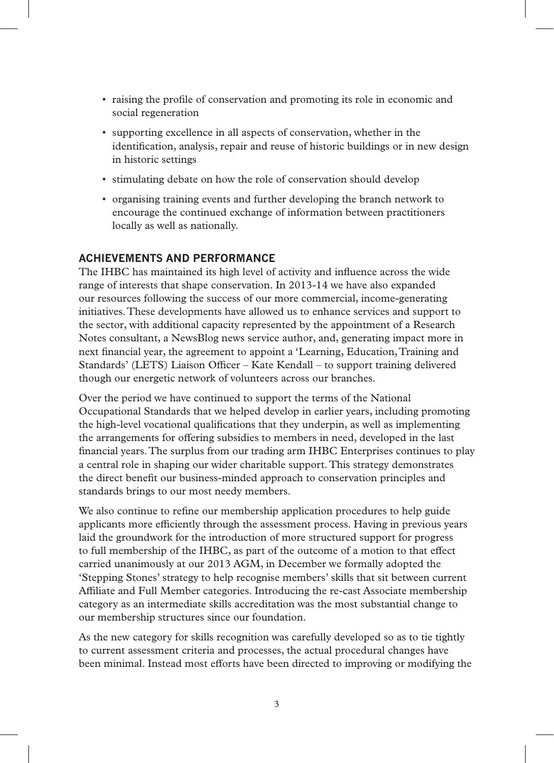- raising the profile of conservation and promoting its role in economic and social regeneration
- supporting excellence in all aspects of conservation, whether in the identification, analysis, repair and reuse of historic buildings or in new design in historic settings
- stimulating debate on how the role of conservation should develop
- organising training events and further developing the branch network to encourage the continued exchange of information between practitioners locally as well as nationally.

## ACHIEVEMENTS AND PERFORMANCE

The IHBC has maintained its high level of activity and influence across the wide range of interests that shape conservation. In 2013-14 we have also expanded our resources following the success of our more commercial, income-generating initiatives. These developments have allowed us to enhance services and support to the sector, with additional capacity represented by the appointment of a Research Notes consultant, a NewsBlog news service author, and, generating impact more in next financial year, the agreement to appoint a 'Learning, Education, Training and Standards' (LETS) Liaison Officer – Kate Kendall – to support training delivered though our energetic network of volunteers across our branches.

Over the period we have continued to support the terms of the National Occupational Standards that we helped develop in earlier years, including promoting the high-level vocational qualifications that they underpin, as well as implementing the arrangements for offering subsidies to members in need, developed in the last financial years. The surplus from our trading arm IHBC Enterprises continues to play a central role in shaping our wider charitable support. This strategy demonstrates the direct benefit our business-minded approach to conservation principles and standards brings to our most needy members.

We also continue to refine our membership application procedures to help guide applicants more efficiently through the assessment process. Having in previous years laid the groundwork for the introduction of more structured support for progress to full membership of the IHBC, as part of the outcome of a motion to that effect carried unanimously at our 2013 AGM, in December we formally adopted the 'Stepping Stones' strategy to help recognise members' skills that sit between current Affiliate and Full Member categories. Introducing the re-cast Associate membership category as an intermediate skills accreditation was the most substantial change to our membership structures since our foundation.

As the new category for skills recognition was carefully developed so as to tie tightly to current assessment criteria and processes, the actual procedural changes have been minimal. Instead most efforts have been directed to improving or modifying the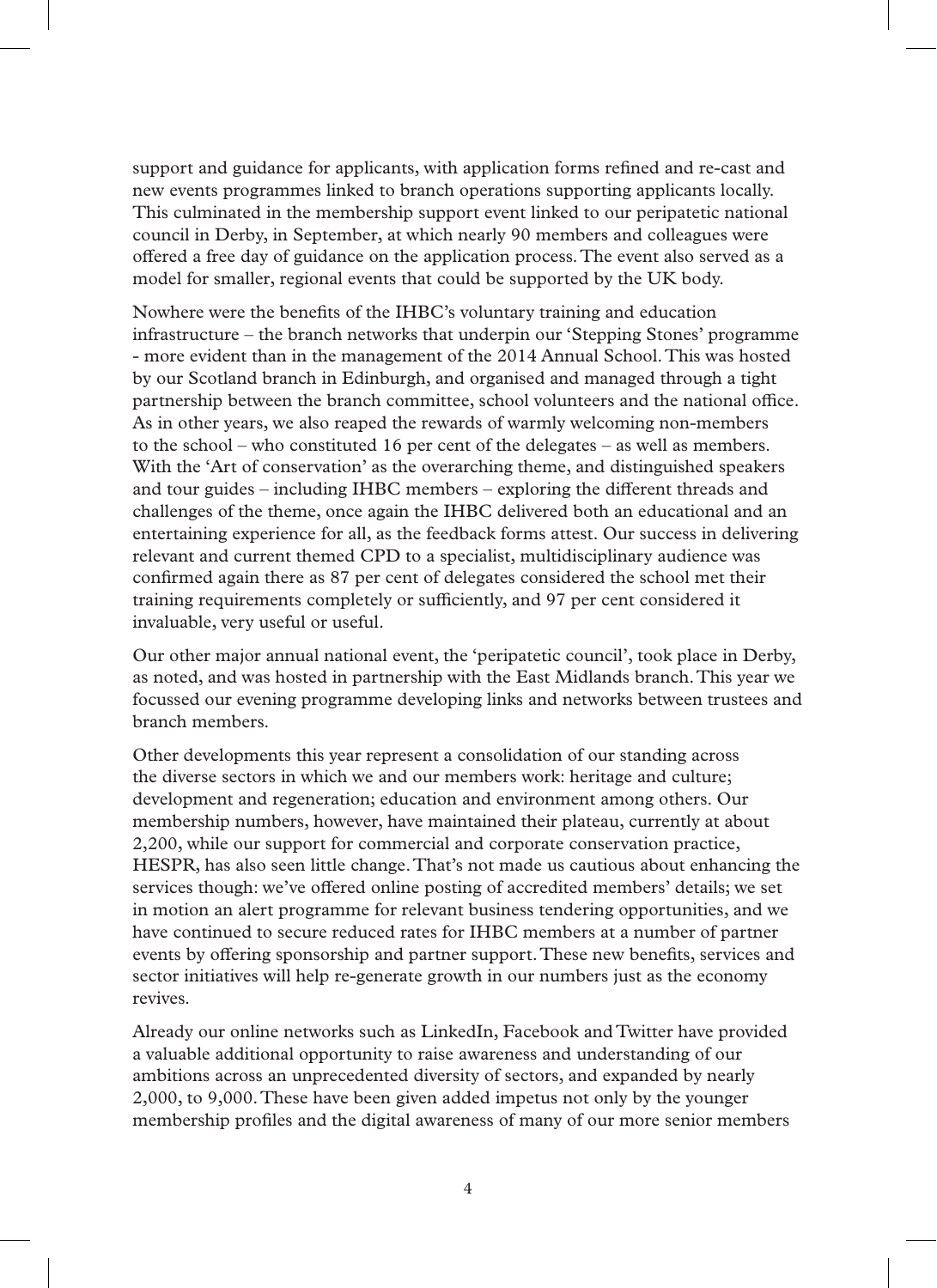support and guidance for applicants, with application forms refined and re-cast and new events programmes linked to branch operations supporting applicants locally. This culminated in the membership support event linked to our peripatetic national council in Derby, in September, at which nearly 90 members and colleagues were offered a free day of guidance on the application process. The event also served as a model for smaller, regional events that could be supported by the UK body.

Nowhere were the benefits of the IHBC's voluntary training and education infrastructure – the branch networks that underpin our 'Stepping Stones' programme - more evident than in the management of the 2014 Annual School. This was hosted by our Scotland branch in Edinburgh, and organised and managed through a tight partnership between the branch committee, school volunteers and the national office. As in other years, we also reaped the rewards of warmly welcoming non-members to the school – who constituted 16 per cent of the delegates – as well as members. With the 'Art of conservation' as the overarching theme, and distinguished speakers and tour guides – including IHBC members – exploring the different threads and challenges of the theme, once again the IHBC delivered both an educational and an entertaining experience for all, as the feedback forms attest. Our success in delivering relevant and current themed CPD to a specialist, multidisciplinary audience was confirmed again there as 87 per cent of delegates considered the school met their training requirements completely or sufficiently, and 97 per cent considered it invaluable, very useful or useful.

Our other major annual national event, the 'peripatetic council', took place in Derby, as noted, and was hosted in partnership with the East Midlands branch. This year we focussed our evening programme developing links and networks between trustees and branch members.

Other developments this year represent a consolidation of our standing across the diverse sectors in which we and our members work: heritage and culture; development and regeneration; education and environment among others. Our membership numbers, however, have maintained their plateau, currently at about 2,200, while our support for commercial and corporate conservation practice, HESPR, has also seen little change. That's not made us cautious about enhancing the services though: we've offered online posting of accredited members' details; we set in motion an alert programme for relevant business tendering opportunities, and we have continued to secure reduced rates for IHBC members at a number of partner events by offering sponsorship and partner support. These new benefits, services and sector initiatives will help re-generate growth in our numbers just as the economy revives.

Already our online networks such as LinkedIn, Facebook and Twitter have provided a valuable additional opportunity to raise awareness and understanding of our ambitions across an unprecedented diversity of sectors, and expanded by nearly 2,000, to 9,000. These have been given added impetus not only by the younger membership profiles and the digital awareness of many of our more senior members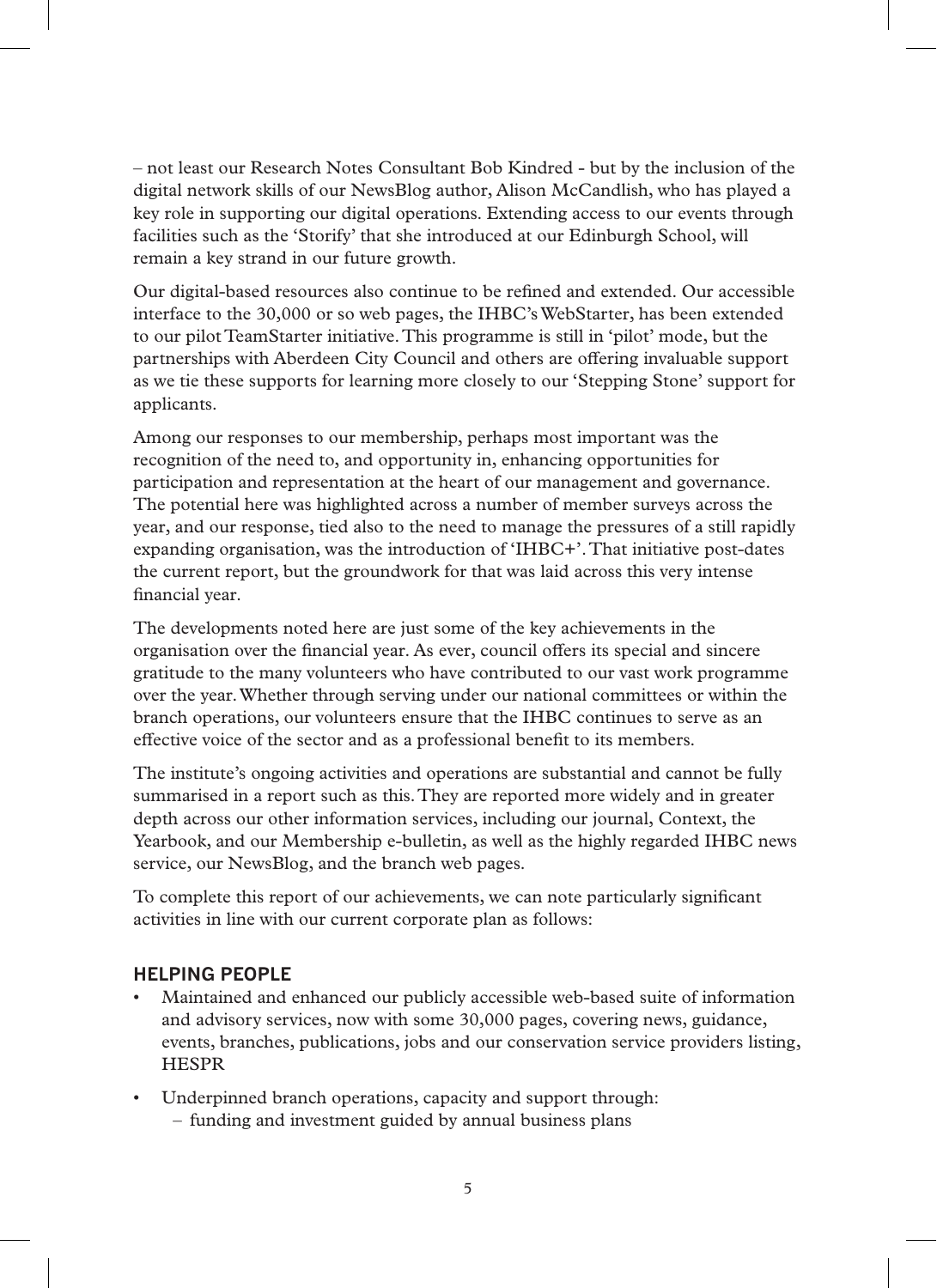– not least our Research Notes Consultant Bob Kindred - but by the inclusion of the digital network skills of our NewsBlog author, Alison McCandlish, who has played a key role in supporting our digital operations. Extending access to our events through facilities such as the 'Storify' that she introduced at our Edinburgh School, will remain a key strand in our future growth.

Our digital-based resources also continue to be refined and extended. Our accessible interface to the 30,000 or so web pages, the IHBC's WebStarter, has been extended to our pilot TeamStarter initiative. This programme is still in 'pilot' mode, but the partnerships with Aberdeen City Council and others are offering invaluable support as we tie these supports for learning more closely to our 'Stepping Stone' support for applicants.

Among our responses to our membership, perhaps most important was the recognition of the need to, and opportunity in, enhancing opportunities for participation and representation at the heart of our management and governance. The potential here was highlighted across a number of member surveys across the year, and our response, tied also to the need to manage the pressures of a still rapidly expanding organisation, was the introduction of 'IHBC+'. That initiative post-dates the current report, but the groundwork for that was laid across this very intense financial year.

The developments noted here are just some of the key achievements in the organisation over the financial year. As ever, council offers its special and sincere gratitude to the many volunteers who have contributed to our vast work programme over the year. Whether through serving under our national committees or within the branch operations, our volunteers ensure that the IHBC continues to serve as an effective voice of the sector and as a professional benefit to its members.

The institute's ongoing activities and operations are substantial and cannot be fully summarised in a report such as this. They are reported more widely and in greater depth across our other information services, including our journal, Context, the Yearbook, and our Membership e-bulletin, as well as the highly regarded IHBC news service, our NewsBlog, and the branch web pages.

To complete this report of our achievements, we can note particularly significant activities in line with our current corporate plan as follows:

### HELPING PEOPLE

- Maintained and enhanced our publicly accessible web-based suite of information and advisory services, now with some 30,000 pages, covering news, guidance, events, branches, publications, jobs and our conservation service providers listing, HESPR
- Underpinned branch operations, capacity and support through:
  - funding and investment guided by annual business plans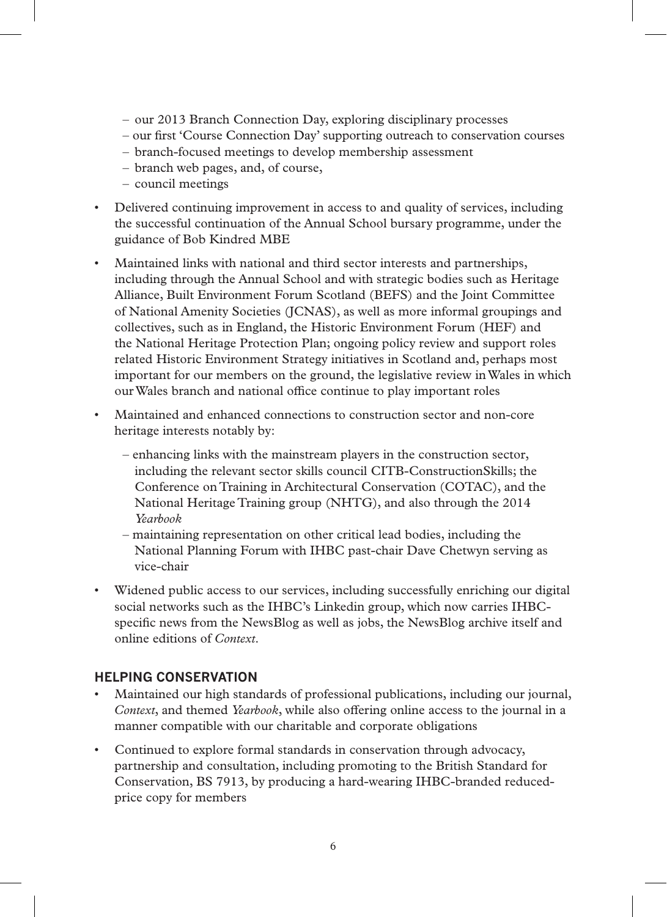- our 2013 Branch Connection Day, exploring disciplinary processes
  - our first 'Course Connection Day' supporting outreach to conservation courses
  - branch-focused meetings to develop membership assessment
  - branch web pages, and, of course,
  - council meetings

- Delivered continuing improvement in access to and quality of services, including the successful continuation of the Annual School bursary programme, under the guidance of Bob Kindred MBE

- Maintained links with national and third sector interests and partnerships, including through the Annual School and with strategic bodies such as Heritage Alliance, Built Environment Forum Scotland (BEFS) and the Joint Committee of National Amenity Societies (JCNAS), as well as more informal groupings and collectives, such as in England, the Historic Environment Forum (HEF) and the National Heritage Protection Plan; ongoing policy review and support roles related Historic Environment Strategy initiatives in Scotland and, perhaps most important for our members on the ground, the legislative review in Wales in which our Wales branch and national office continue to play important roles

- Maintained and enhanced connections to construction sector and non-core heritage interests notably by:
  - enhancing links with the mainstream players in the construction sector, including the relevant sector skills council CITB-ConstructionSkills; the Conference on Training in Architectural Conservation (COTAC), and the National Heritage Training group (NHTG), and also through the 2014 *Yearbook*
  - maintaining representation on other critical lead bodies, including the National Planning Forum with IHBC past-chair Dave Chetwyn serving as vice-chair

- Widened public access to our services, including successfully enriching our digital social networks such as the IHBC's Linkedin group, which now carries IHBC-specific news from the NewsBlog as well as jobs, the NewsBlog archive itself and online editions of *Context*.

## HELPING CONSERVATION

- Maintained our high standards of professional publications, including our journal, *Context*, and themed *Yearbook*, while also offering online access to the journal in a manner compatible with our charitable and corporate obligations

- Continued to explore formal standards in conservation through advocacy, partnership and consultation, including promoting to the British Standard for Conservation, BS 7913, by producing a hard-wearing IHBC-branded reduced-price copy for members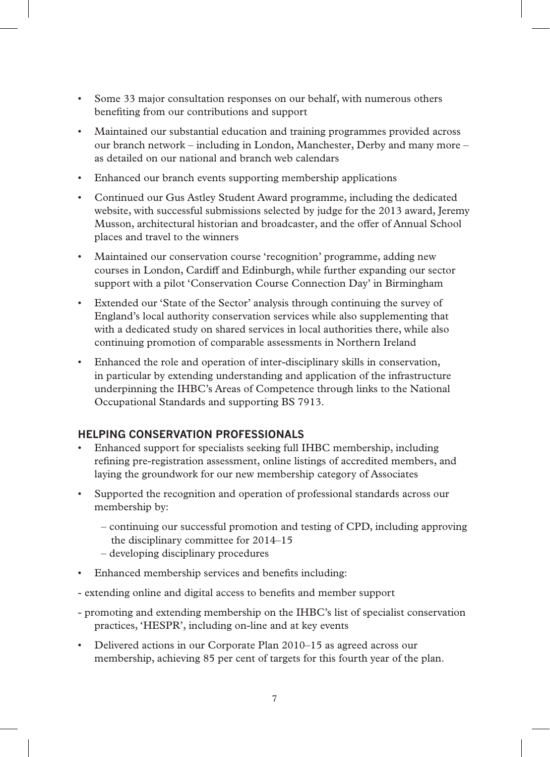- Some 33 major consultation responses on our behalf, with numerous others benefiting from our contributions and support
- Maintained our substantial education and training programmes provided across our branch network – including in London, Manchester, Derby and many more – as detailed on our national and branch web calendars
- Enhanced our branch events supporting membership applications
- Continued our Gus Astley Student Award programme, including the dedicated website, with successful submissions selected by judge for the 2013 award, Jeremy Musson, architectural historian and broadcaster, and the offer of Annual School places and travel to the winners
- Maintained our conservation course 'recognition' programme, adding new courses in London, Cardiff and Edinburgh, while further expanding our sector support with a pilot 'Conservation Course Connection Day' in Birmingham
- Extended our 'State of the Sector' analysis through continuing the survey of England's local authority conservation services while also supplementing that with a dedicated study on shared services in local authorities there, while also continuing promotion of comparable assessments in Northern Ireland
- Enhanced the role and operation of inter-disciplinary skills in conservation, in particular by extending understanding and application of the infrastructure underpinning the IHBC's Areas of Competence through links to the National Occupational Standards and supporting BS 7913.

## HELPING CONSERVATION PROFESSIONALS

- Enhanced support for specialists seeking full IHBC membership, including refining pre-registration assessment, online listings of accredited members, and laying the groundwork for our new membership category of Associates
- Supported the recognition and operation of professional standards across our membership by:
  - continuing our successful promotion and testing of CPD, including approving the disciplinary committee for 2014–15
  - developing disciplinary procedures
- Enhanced membership services and benefits including:
  - extending online and digital access to benefits and member support
  - promoting and extending membership on the IHBC's list of specialist conservation practices, 'HESPR', including on-line and at key events
- Delivered actions in our Corporate Plan 2010–15 as agreed across our membership, achieving 85 per cent of targets for this fourth year of the plan.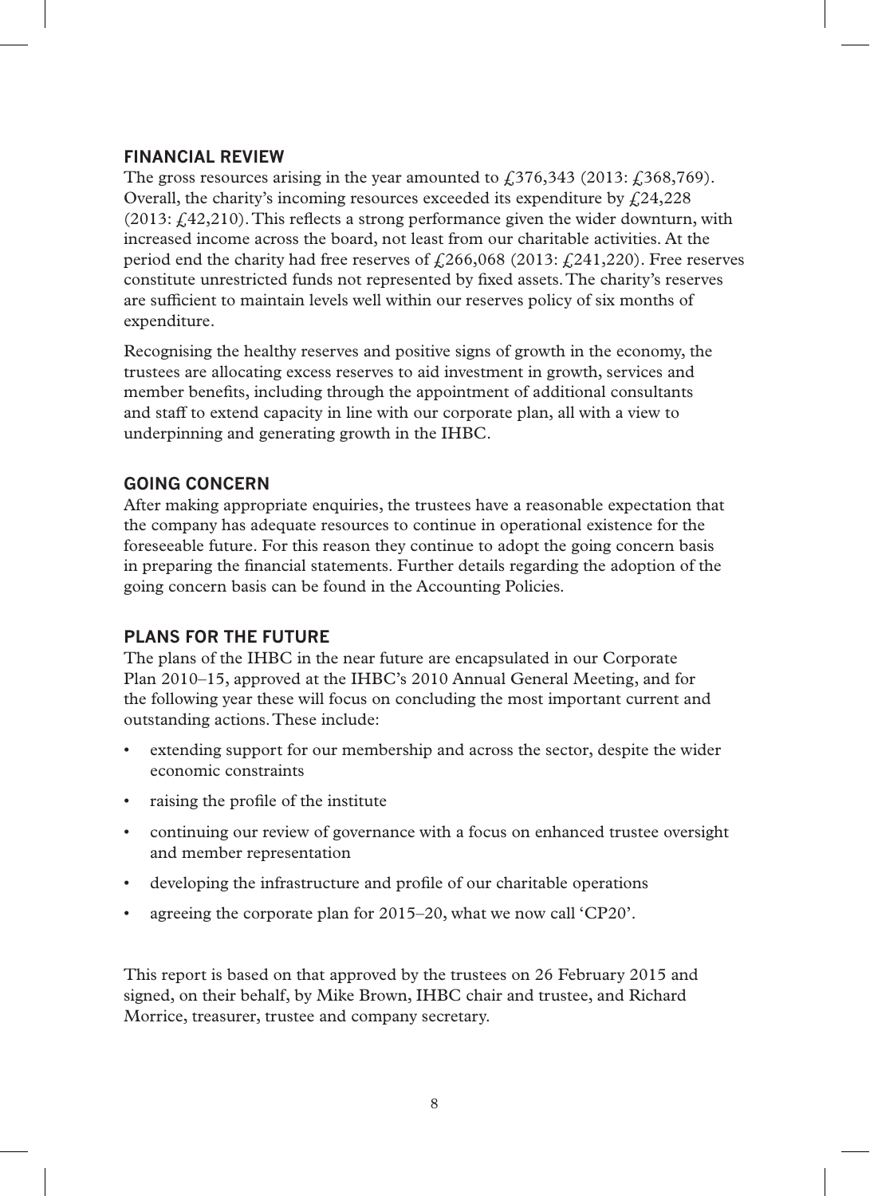## FINANCIAL REVIEW

The gross resources arising in the year amounted to £376,343 (2013: £368,769). Overall, the charity's incoming resources exceeded its expenditure by £24,228 (2013: £42,210). This reflects a strong performance given the wider downturn, with increased income across the board, not least from our charitable activities. At the period end the charity had free reserves of £266,068 (2013: £241,220). Free reserves constitute unrestricted funds not represented by fixed assets. The charity's reserves are sufficient to maintain levels well within our reserves policy of six months of expenditure.

Recognising the healthy reserves and positive signs of growth in the economy, the trustees are allocating excess reserves to aid investment in growth, services and member benefits, including through the appointment of additional consultants and staff to extend capacity in line with our corporate plan, all with a view to underpinning and generating growth in the IHBC.

## GOING CONCERN

After making appropriate enquiries, the trustees have a reasonable expectation that the company has adequate resources to continue in operational existence for the foreseeable future. For this reason they continue to adopt the going concern basis in preparing the financial statements. Further details regarding the adoption of the going concern basis can be found in the Accounting Policies.

## PLANS FOR THE FUTURE

The plans of the IHBC in the near future are encapsulated in our Corporate Plan 2010–15, approved at the IHBC's 2010 Annual General Meeting, and for the following year these will focus on concluding the most important current and outstanding actions. These include:

- extending support for our membership and across the sector, despite the wider economic constraints
- raising the profile of the institute
- continuing our review of governance with a focus on enhanced trustee oversight and member representation
- developing the infrastructure and profile of our charitable operations
- agreeing the corporate plan for 2015–20, what we now call 'CP20'.

This report is based on that approved by the trustees on 26 February 2015 and signed, on their behalf, by Mike Brown, IHBC chair and trustee, and Richard Morrice, treasurer, trustee and company secretary.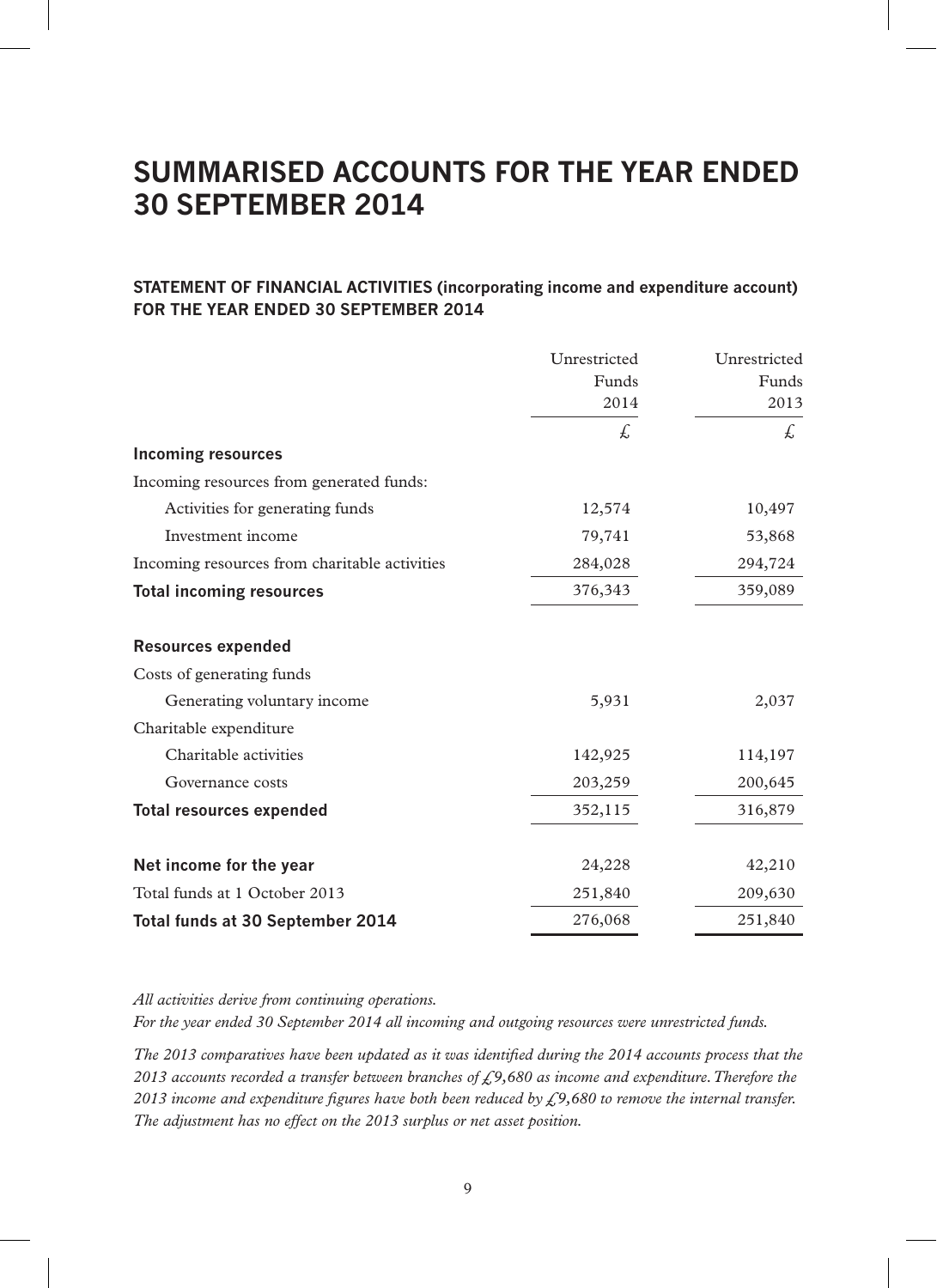# SUMMARISED ACCOUNTS FOR THE YEAR ENDED 30 SEPTEMBER 2014

## STATEMENT OF FINANCIAL ACTIVITIES (incorporating income and expenditure account) FOR THE YEAR ENDED 30 SEPTEMBER 2014

| | Unrestricted Funds 2014 | Unrestricted Funds 2013 |
|---|---|---|
| | £ | £ |
| **Incoming resources** | | |
| Incoming resources from generated funds: | | |
| Activities for generating funds | 12,574 | 10,497 |
| Investment income | 79,741 | 53,868 |
| Incoming resources from charitable activities | 284,028 | 294,724 |
| **Total incoming resources** | 376,343 | 359,089 |
| **Resources expended** | | |
| Costs of generating funds | | |
| Generating voluntary income | 5,931 | 2,037 |
| Charitable expenditure | | |
| Charitable activities | 142,925 | 114,197 |
| Governance costs | 203,259 | 200,645 |
| **Total resources expended** | 352,115 | 316,879 |
| **Net income for the year** | 24,228 | 42,210 |
| Total funds at 1 October 2013 | 251,840 | 209,630 |
| **Total funds at 30 September 2014** | 276,068 | 251,840 |

*All activities derive from continuing operations.*
*For the year ended 30 September 2014 all incoming and outgoing resources were unrestricted funds.*

*The 2013 comparatives have been updated as it was identified during the 2014 accounts process that the 2013 accounts recorded a transfer between branches of £9,680 as income and expenditure. Therefore the 2013 income and expenditure figures have both been reduced by £9,680 to remove the internal transfer. The adjustment has no effect on the 2013 surplus or net asset position.*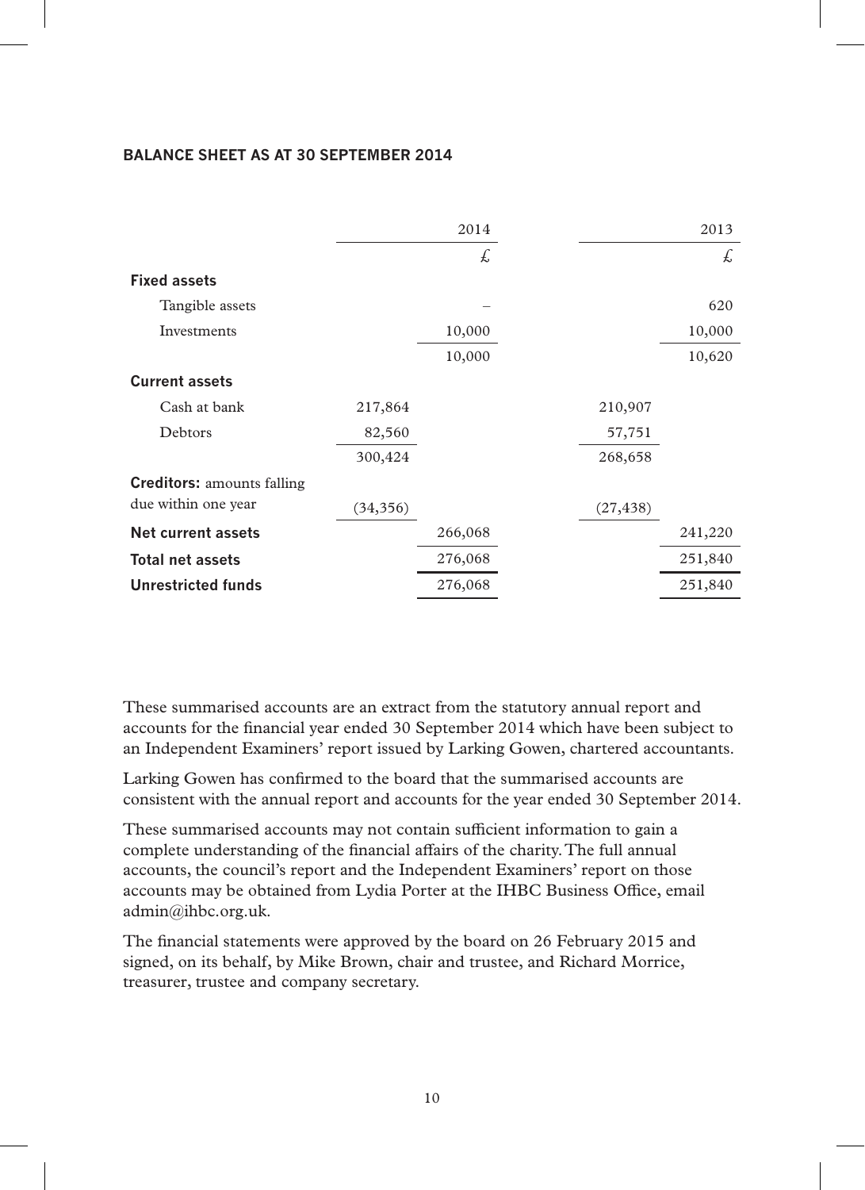## BALANCE SHEET AS AT 30 SEPTEMBER 2014

| | | 2014 | | 2013 |
|---|---|---|---|---|
| | | £ | | £ |
| **Fixed assets** | | | | |
| Tangible assets | | – | | 620 |
| Investments | | 10,000 | | 10,000 |
| | | 10,000 | | 10,620 |
| **Current assets** | | | | |
| Cash at bank | 217,864 | | 210,907 | |
| Debtors | 82,560 | | 57,751 | |
| | 300,424 | | 268,658 | |
| **Creditors:** amounts falling due within one year | (34,356) | | (27,438) | |
| **Net current assets** | | 266,068 | | 241,220 |
| **Total net assets** | | 276,068 | | 251,840 |
| **Unrestricted funds** | | 276,068 | | 251,840 |

These summarised accounts are an extract from the statutory annual report and accounts for the financial year ended 30 September 2014 which have been subject to an Independent Examiners' report issued by Larking Gowen, chartered accountants.

Larking Gowen has confirmed to the board that the summarised accounts are consistent with the annual report and accounts for the year ended 30 September 2014.

These summarised accounts may not contain sufficient information to gain a complete understanding of the financial affairs of the charity. The full annual accounts, the council's report and the Independent Examiners' report on those accounts may be obtained from Lydia Porter at the IHBC Business Office, email admin@ihbc.org.uk.

The financial statements were approved by the board on 26 February 2015 and signed, on its behalf, by Mike Brown, chair and trustee, and Richard Morrice, treasurer, trustee and company secretary.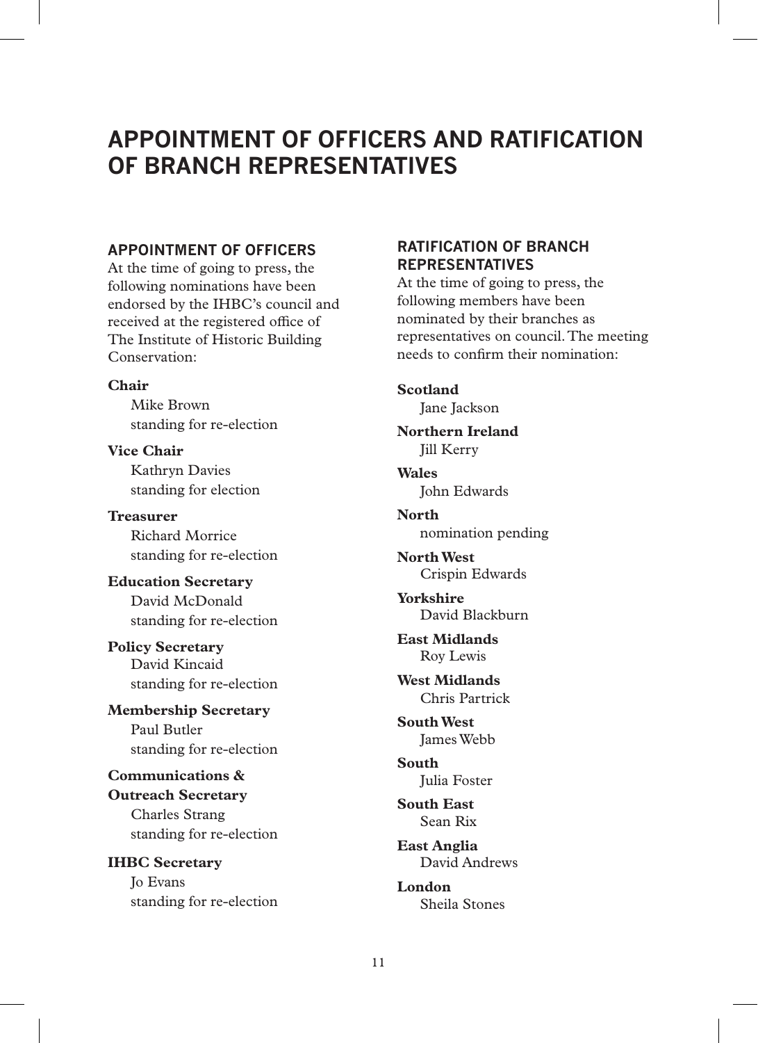# APPOINTMENT OF OFFICERS AND RATIFICATION OF BRANCH REPRESENTATIVES

## APPOINTMENT OF OFFICERS

At the time of going to press, the following nominations have been endorsed by the IHBC's council and received at the registered office of The Institute of Historic Building Conservation:

**Chair**
Mike Brown
standing for re-election

**Vice Chair**
Kathryn Davies
standing for election

**Treasurer**
Richard Morrice
standing for re-election

**Education Secretary**
David McDonald
standing for re-election

**Policy Secretary**
David Kincaid
standing for re-election

**Membership Secretary**
Paul Butler
standing for re-election

**Communications & Outreach Secretary**
Charles Strang
standing for re-election

**IHBC Secretary**
Jo Evans
standing for re-election

## RATIFICATION OF BRANCH REPRESENTATIVES

At the time of going to press, the following members have been nominated by their branches as representatives on council. The meeting needs to confirm their nomination:

**Scotland**
Jane Jackson

**Northern Ireland**
Jill Kerry

**Wales**
John Edwards

**North**
nomination pending

**North West**
Crispin Edwards

**Yorkshire**
David Blackburn

**East Midlands**
Roy Lewis

**West Midlands**
Chris Partrick

**South West**
James Webb

**South**
Julia Foster

**South East**
Sean Rix

**East Anglia**
David Andrews

**London**
Sheila Stones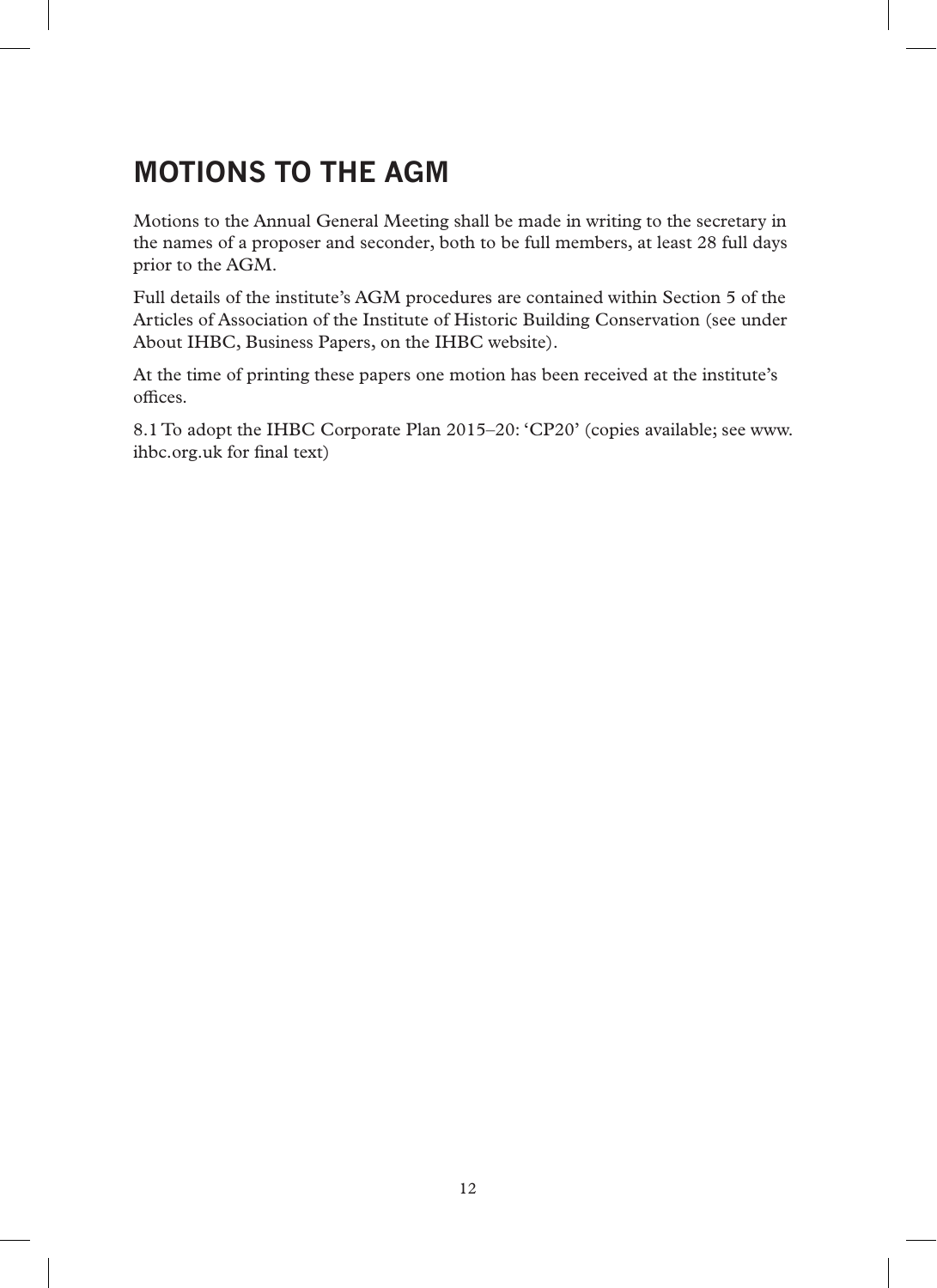# MOTIONS TO THE AGM

Motions to the Annual General Meeting shall be made in writing to the secretary in the names of a proposer and seconder, both to be full members, at least 28 full days prior to the AGM.

Full details of the institute's AGM procedures are contained within Section 5 of the Articles of Association of the Institute of Historic Building Conservation (see under About IHBC, Business Papers, on the IHBC website).

At the time of printing these papers one motion has been received at the institute's offices.

8.1 To adopt the IHBC Corporate Plan 2015–20: 'CP20' (copies available; see www.ihbc.org.uk for final text)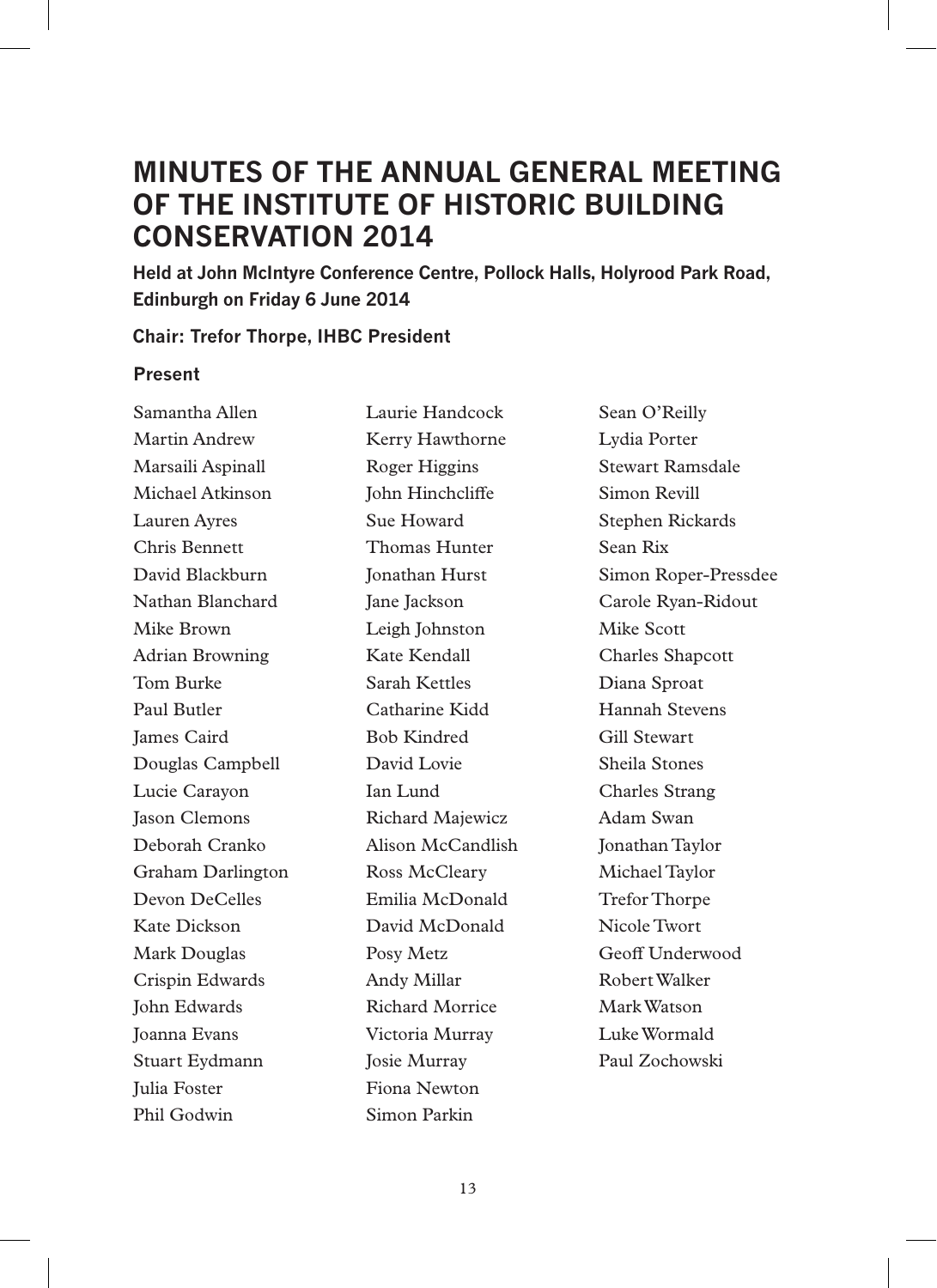# MINUTES OF THE ANNUAL GENERAL MEETING OF THE INSTITUTE OF HISTORIC BUILDING CONSERVATION 2014

**Held at John McIntyre Conference Centre, Pollock Halls, Holyrood Park Road, Edinburgh on Friday 6 June 2014**

**Chair: Trefor Thorpe, IHBC President**

### Present

Samantha Allen
Martin Andrew
Marsaili Aspinall
Michael Atkinson
Lauren Ayres
Chris Bennett
David Blackburn
Nathan Blanchard
Mike Brown
Adrian Browning
Tom Burke
Paul Butler
James Caird
Douglas Campbell
Lucie Carayon
Jason Clemons
Deborah Cranko
Graham Darlington
Devon DeCelles
Kate Dickson
Mark Douglas
Crispin Edwards
John Edwards
Joanna Evans
Stuart Eydmann
Julia Foster
Phil Godwin
Laurie Handcock
Kerry Hawthorne
Roger Higgins
John Hinchcliffe
Sue Howard
Thomas Hunter
Jonathan Hurst
Jane Jackson
Leigh Johnston
Kate Kendall
Sarah Kettles
Catharine Kidd
Bob Kindred
David Lovie
Ian Lund
Richard Majewicz
Alison McCandlish
Ross McCleary
Emilia McDonald
David McDonald
Posy Metz
Andy Millar
Richard Morrice
Victoria Murray
Josie Murray
Fiona Newton
Simon Parkin
Sean O'Reilly
Lydia Porter
Stewart Ramsdale
Simon Revill
Stephen Rickards
Sean Rix
Simon Roper-Pressdee
Carole Ryan-Ridout
Mike Scott
Charles Shapcott
Diana Sproat
Hannah Stevens
Gill Stewart
Sheila Stones
Charles Strang
Adam Swan
Jonathan Taylor
Michael Taylor
Trefor Thorpe
Nicole Twort
Geoff Underwood
Robert Walker
Mark Watson
Luke Wormald
Paul Zochowski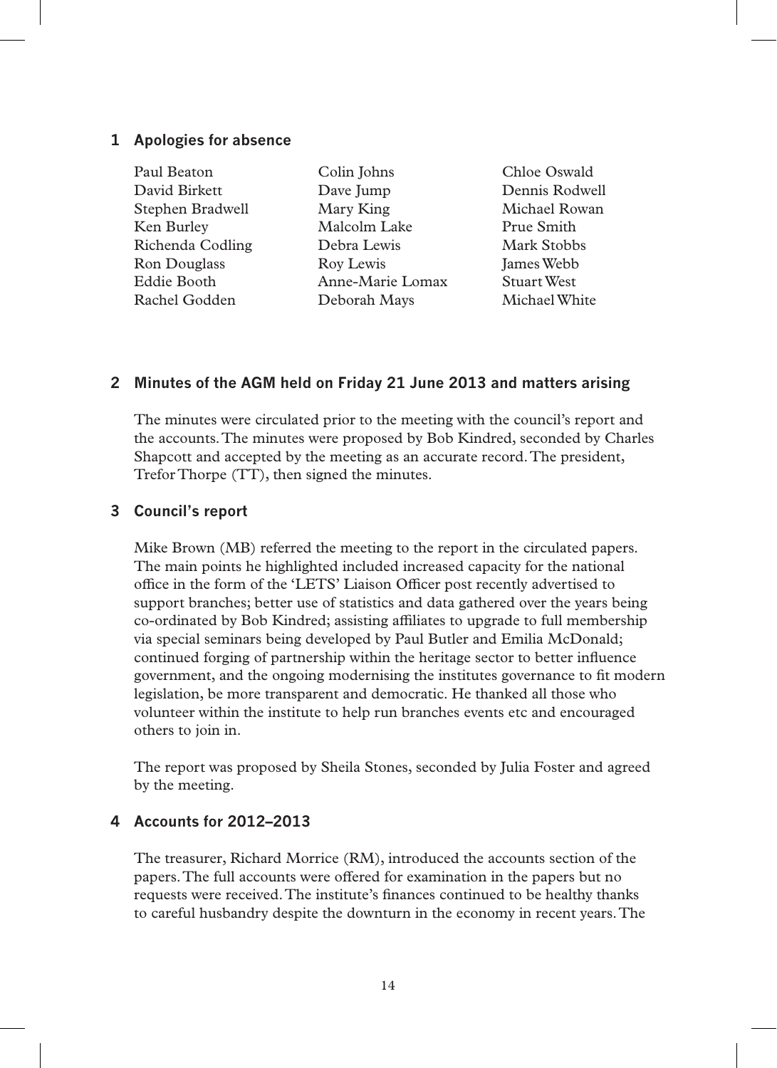## 1 Apologies for absence

Paul Beaton
David Birkett
Stephen Bradwell
Ken Burley
Richenda Codling
Ron Douglass
Eddie Booth
Rachel Godden
Colin Johns
Dave Jump
Mary King
Malcolm Lake
Debra Lewis
Roy Lewis
Anne-Marie Lomax
Deborah Mays
Chloe Oswald
Dennis Rodwell
Michael Rowan
Prue Smith
Mark Stobbs
James Webb
Stuart West
Michael White

## 2 Minutes of the AGM held on Friday 21 June 2013 and matters arising

The minutes were circulated prior to the meeting with the council's report and the accounts. The minutes were proposed by Bob Kindred, seconded by Charles Shapcott and accepted by the meeting as an accurate record. The president, Trefor Thorpe (TT), then signed the minutes.

## 3 Council's report

Mike Brown (MB) referred the meeting to the report in the circulated papers. The main points he highlighted included increased capacity for the national office in the form of the 'LETS' Liaison Officer post recently advertised to support branches; better use of statistics and data gathered over the years being co-ordinated by Bob Kindred; assisting affiliates to upgrade to full membership via special seminars being developed by Paul Butler and Emilia McDonald; continued forging of partnership within the heritage sector to better influence government, and the ongoing modernising the institutes governance to fit modern legislation, be more transparent and democratic. He thanked all those who volunteer within the institute to help run branches events etc and encouraged others to join in.

The report was proposed by Sheila Stones, seconded by Julia Foster and agreed by the meeting.

## 4 Accounts for 2012–2013

The treasurer, Richard Morrice (RM), introduced the accounts section of the papers. The full accounts were offered for examination in the papers but no requests were received. The institute's finances continued to be healthy thanks to careful husbandry despite the downturn in the economy in recent years. The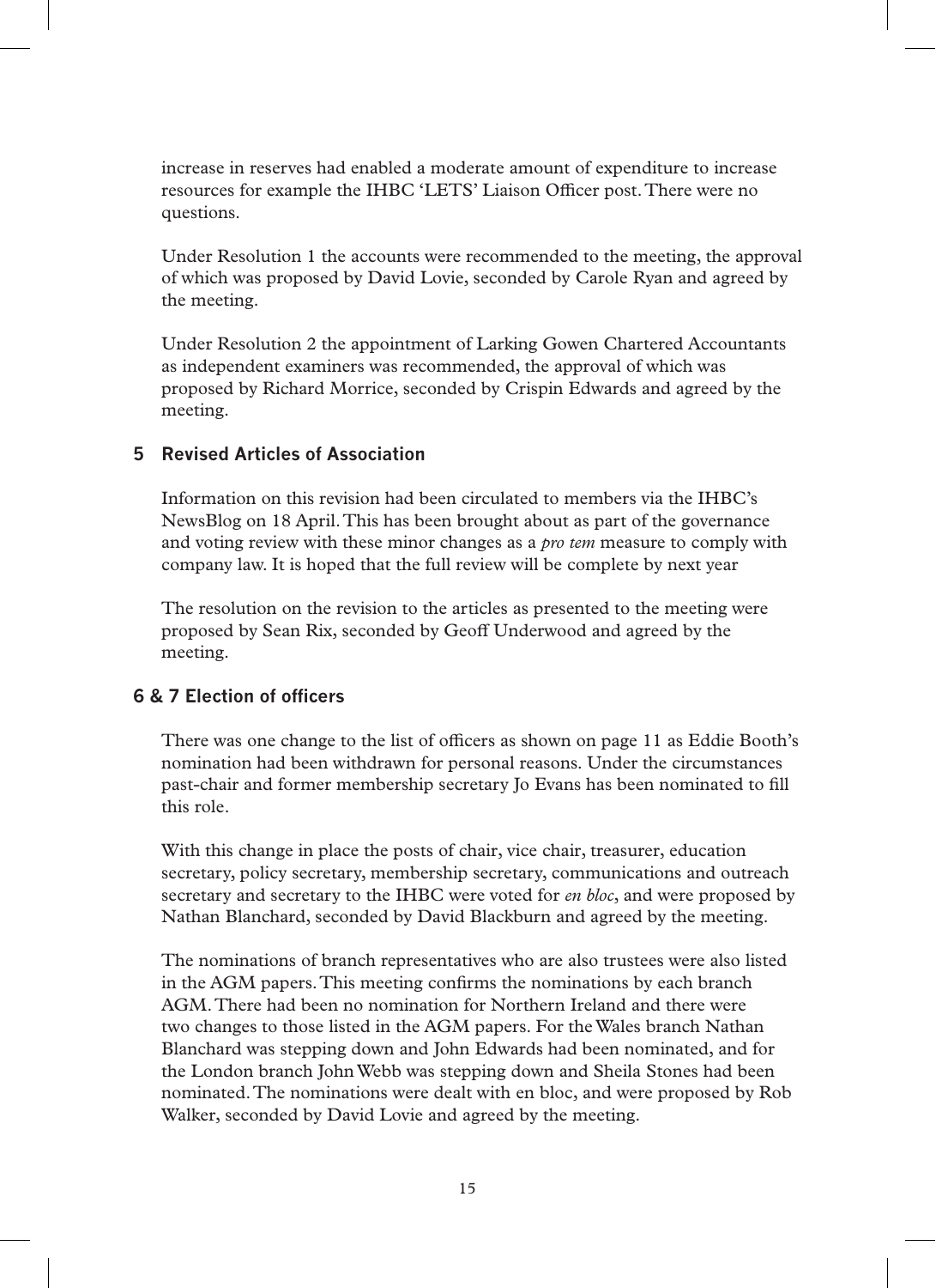increase in reserves had enabled a moderate amount of expenditure to increase resources for example the IHBC 'LETS' Liaison Officer post. There were no questions.

Under Resolution 1 the accounts were recommended to the meeting, the approval of which was proposed by David Lovie, seconded by Carole Ryan and agreed by the meeting.

Under Resolution 2 the appointment of Larking Gowen Chartered Accountants as independent examiners was recommended, the approval of which was proposed by Richard Morrice, seconded by Crispin Edwards and agreed by the meeting.

## 5 Revised Articles of Association

Information on this revision had been circulated to members via the IHBC's NewsBlog on 18 April. This has been brought about as part of the governance and voting review with these minor changes as a *pro tem* measure to comply with company law. It is hoped that the full review will be complete by next year

The resolution on the revision to the articles as presented to the meeting were proposed by Sean Rix, seconded by Geoff Underwood and agreed by the meeting.

## 6 & 7 Election of officers

There was one change to the list of officers as shown on page 11 as Eddie Booth's nomination had been withdrawn for personal reasons. Under the circumstances past-chair and former membership secretary Jo Evans has been nominated to fill this role.

With this change in place the posts of chair, vice chair, treasurer, education secretary, policy secretary, membership secretary, communications and outreach secretary and secretary to the IHBC were voted for *en bloc*, and were proposed by Nathan Blanchard, seconded by David Blackburn and agreed by the meeting.

The nominations of branch representatives who are also trustees were also listed in the AGM papers. This meeting confirms the nominations by each branch AGM. There had been no nomination for Northern Ireland and there were two changes to those listed in the AGM papers. For the Wales branch Nathan Blanchard was stepping down and John Edwards had been nominated, and for the London branch John Webb was stepping down and Sheila Stones had been nominated. The nominations were dealt with en bloc, and were proposed by Rob Walker, seconded by David Lovie and agreed by the meeting.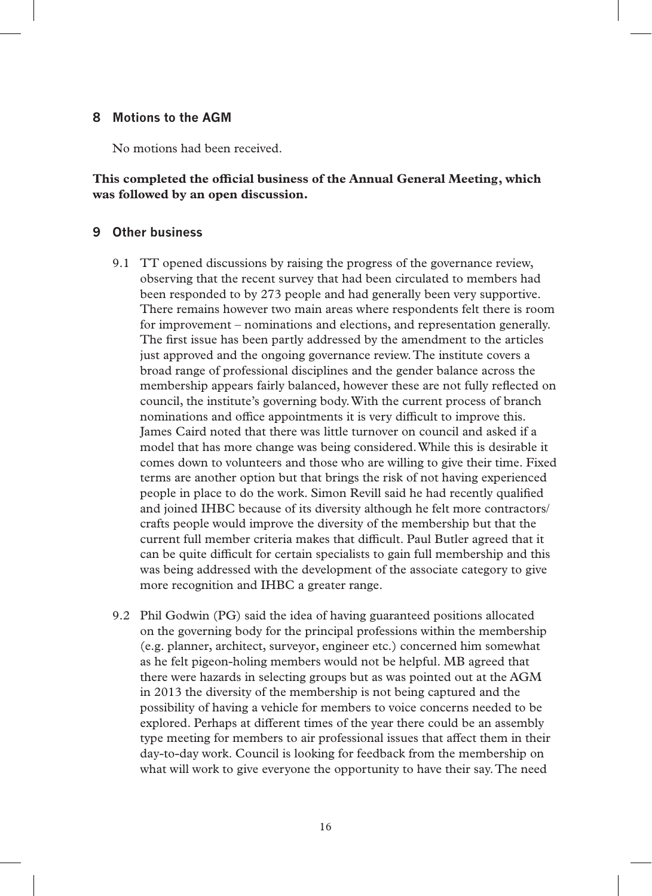## 8 Motions to the AGM

No motions had been received.

**This completed the official business of the Annual General Meeting, which was followed by an open discussion.**

## 9 Other business

9.1 TT opened discussions by raising the progress of the governance review, observing that the recent survey that had been circulated to members had been responded to by 273 people and had generally been very supportive. There remains however two main areas where respondents felt there is room for improvement – nominations and elections, and representation generally. The first issue has been partly addressed by the amendment to the articles just approved and the ongoing governance review. The institute covers a broad range of professional disciplines and the gender balance across the membership appears fairly balanced, however these are not fully reflected on council, the institute's governing body. With the current process of branch nominations and office appointments it is very difficult to improve this. James Caird noted that there was little turnover on council and asked if a model that has more change was being considered. While this is desirable it comes down to volunteers and those who are willing to give their time. Fixed terms are another option but that brings the risk of not having experienced people in place to do the work. Simon Revill said he had recently qualified and joined IHBC because of its diversity although he felt more contractors/ crafts people would improve the diversity of the membership but that the current full member criteria makes that difficult. Paul Butler agreed that it can be quite difficult for certain specialists to gain full membership and this was being addressed with the development of the associate category to give more recognition and IHBC a greater range.

9.2 Phil Godwin (PG) said the idea of having guaranteed positions allocated on the governing body for the principal professions within the membership (e.g. planner, architect, surveyor, engineer etc.) concerned him somewhat as he felt pigeon-holing members would not be helpful. MB agreed that there were hazards in selecting groups but as was pointed out at the AGM in 2013 the diversity of the membership is not being captured and the possibility of having a vehicle for members to voice concerns needed to be explored. Perhaps at different times of the year there could be an assembly type meeting for members to air professional issues that affect them in their day-to-day work. Council is looking for feedback from the membership on what will work to give everyone the opportunity to have their say. The need